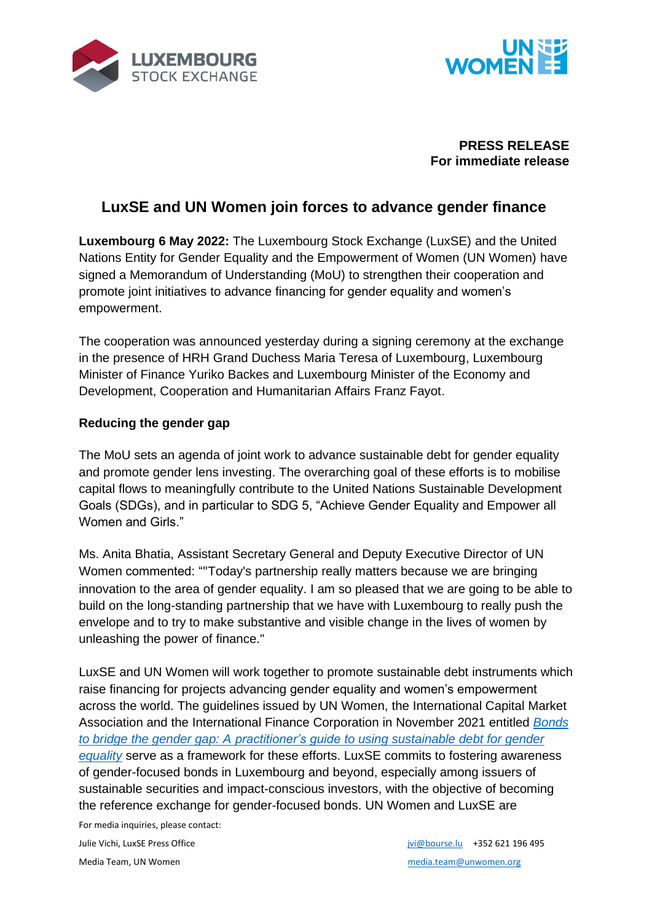**PRESS RELEASE**
**For immediate release**

# LuxSE and UN Women join forces to advance gender finance

**Luxembourg 6 May 2022:** The Luxembourg Stock Exchange (LuxSE) and the United Nations Entity for Gender Equality and the Empowerment of Women (UN Women) have signed a Memorandum of Understanding (MoU) to strengthen their cooperation and promote joint initiatives to advance financing for gender equality and women's empowerment.

The cooperation was announced yesterday during a signing ceremony at the exchange in the presence of HRH Grand Duchess Maria Teresa of Luxembourg, Luxembourg Minister of Finance Yuriko Backes and Luxembourg Minister of the Economy and Development, Cooperation and Humanitarian Affairs Franz Fayot.

## Reducing the gender gap

The MoU sets an agenda of joint work to advance sustainable debt for gender equality and promote gender lens investing. The overarching goal of these efforts is to mobilise capital flows to meaningfully contribute to the United Nations Sustainable Development Goals (SDGs), and in particular to SDG 5, "Achieve Gender Equality and Empower all Women and Girls."

Ms. Anita Bhatia, Assistant Secretary General and Deputy Executive Director of UN Women commented: ""Today's partnership really matters because we are bringing innovation to the area of gender equality. I am so pleased that we are going to be able to build on the long-standing partnership that we have with Luxembourg to really push the envelope and to try to make substantive and visible change in the lives of women by unleashing the power of finance."

LuxSE and UN Women will work together to promote sustainable debt instruments which raise financing for projects advancing gender equality and women's empowerment across the world. The guidelines issued by UN Women, the International Capital Market Association and the International Finance Corporation in November 2021 entitled *Bonds to bridge the gender gap: A practitioner's guide to using sustainable debt for gender equality* serve as a framework for these efforts. LuxSE commits to fostering awareness of gender-focused bonds in Luxembourg and beyond, especially among issuers of sustainable securities and impact-conscious investors, with the objective of becoming the reference exchange for gender-focused bonds. UN Women and LuxSE are

For media inquiries, please contact:

Julie Vichi, LuxSE Press Office — jvi@bourse.lu — +352 621 196 495

Media Team, UN Women — media.team@unwomen.org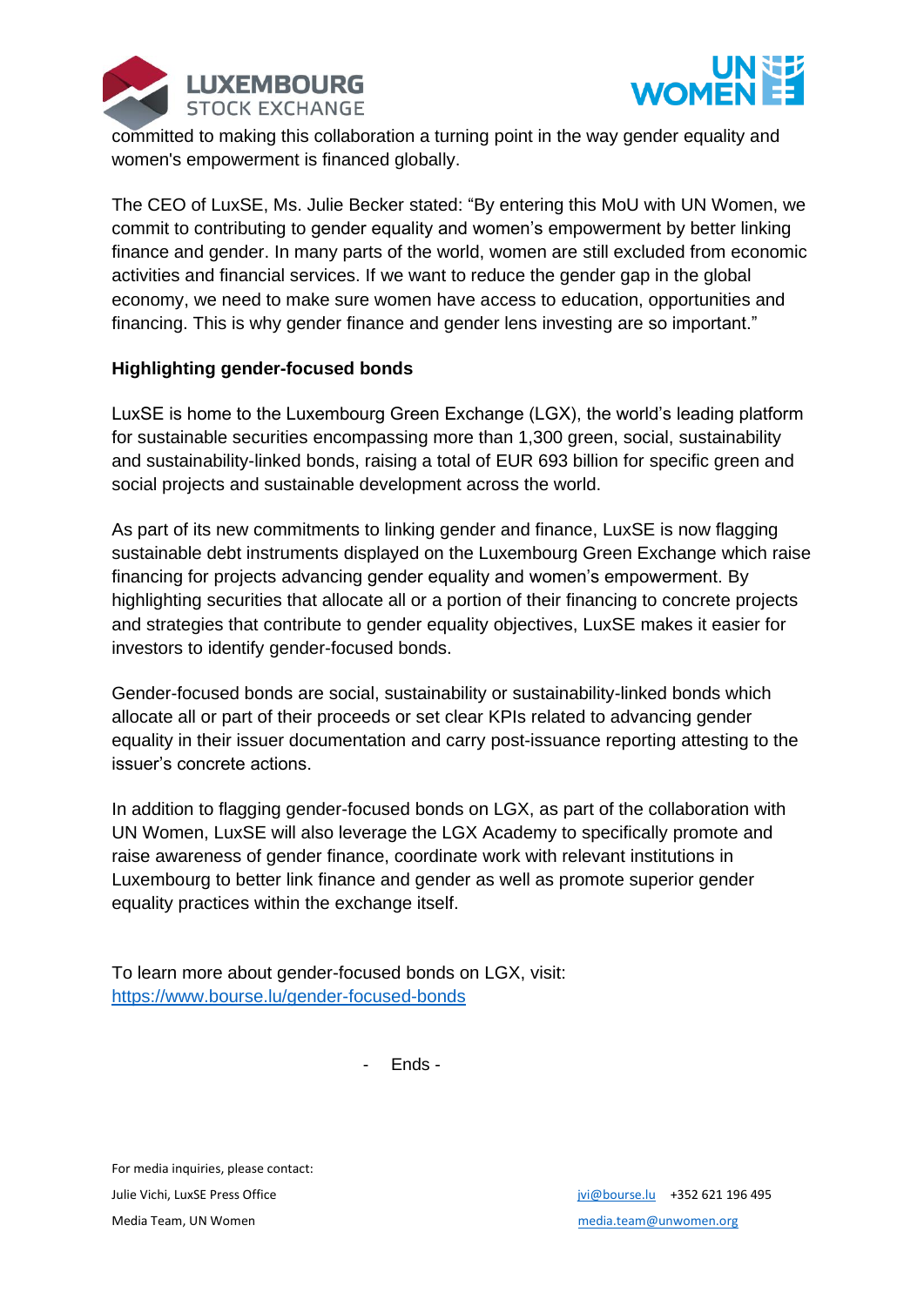committed to making this collaboration a turning point in the way gender equality and women's empowerment is financed globally.

The CEO of LuxSE, Ms. Julie Becker stated: “By entering this MoU with UN Women, we commit to contributing to gender equality and women’s empowerment by better linking finance and gender. In many parts of the world, women are still excluded from economic activities and financial services. If we want to reduce the gender gap in the global economy, we need to make sure women have access to education, opportunities and financing. This is why gender finance and gender lens investing are so important.”

**Highlighting gender-focused bonds**

LuxSE is home to the Luxembourg Green Exchange (LGX), the world’s leading platform for sustainable securities encompassing more than 1,300 green, social, sustainability and sustainability-linked bonds, raising a total of EUR 693 billion for specific green and social projects and sustainable development across the world.

As part of its new commitments to linking gender and finance, LuxSE is now flagging sustainable debt instruments displayed on the Luxembourg Green Exchange which raise financing for projects advancing gender equality and women’s empowerment. By highlighting securities that allocate all or a portion of their financing to concrete projects and strategies that contribute to gender equality objectives, LuxSE makes it easier for investors to identify gender-focused bonds.

Gender-focused bonds are social, sustainability or sustainability-linked bonds which allocate all or part of their proceeds or set clear KPIs related to advancing gender equality in their issuer documentation and carry post-issuance reporting attesting to the issuer’s concrete actions.

In addition to flagging gender-focused bonds on LGX, as part of the collaboration with UN Women, LuxSE will also leverage the LGX Academy to specifically promote and raise awareness of gender finance, coordinate work with relevant institutions in Luxembourg to better link finance and gender as well as promote superior gender equality practices within the exchange itself.

To learn more about gender-focused bonds on LGX, visit: https://www.bourse.lu/gender-focused-bonds

- Ends -

For media inquiries, please contact:

Julie Vichi, LuxSE Press Office — jvi@bourse.lu +352 621 196 495

Media Team, UN Women — media.team@unwomen.org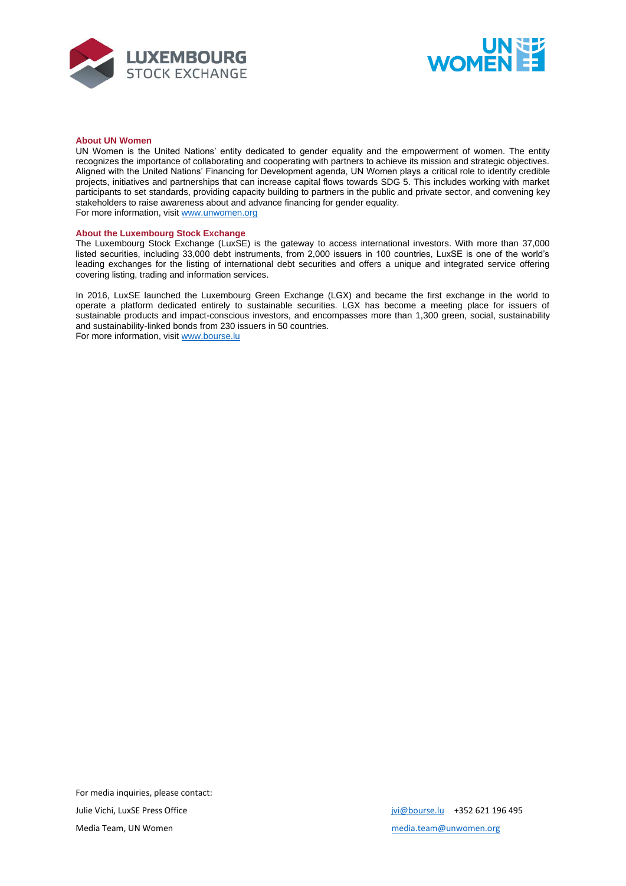### About UN Women

UN Women is the United Nations' entity dedicated to gender equality and the empowerment of women. The entity recognizes the importance of collaborating and cooperating with partners to achieve its mission and strategic objectives. Aligned with the United Nations' Financing for Development agenda, UN Women plays a critical role to identify credible projects, initiatives and partnerships that can increase capital flows towards SDG 5. This includes working with market participants to set standards, providing capacity building to partners in the public and private sector, and convening key stakeholders to raise awareness about and advance financing for gender equality.
For more information, visit www.unwomen.org

### About the Luxembourg Stock Exchange

The Luxembourg Stock Exchange (LuxSE) is the gateway to access international investors. With more than 37,000 listed securities, including 33,000 debt instruments, from 2,000 issuers in 100 countries, LuxSE is one of the world's leading exchanges for the listing of international debt securities and offers a unique and integrated service offering covering listing, trading and information services.

In 2016, LuxSE launched the Luxembourg Green Exchange (LGX) and became the first exchange in the world to operate a platform dedicated entirely to sustainable securities. LGX has become a meeting place for issuers of sustainable products and impact-conscious investors, and encompasses more than 1,300 green, social, sustainability and sustainability-linked bonds from 230 issuers in 50 countries.
For more information, visit www.bourse.lu

For media inquiries, please contact:

Julie Vichi, LuxSE Press Office jvi@bourse.lu +352 621 196 495

Media Team, UN Women media.team@unwomen.org